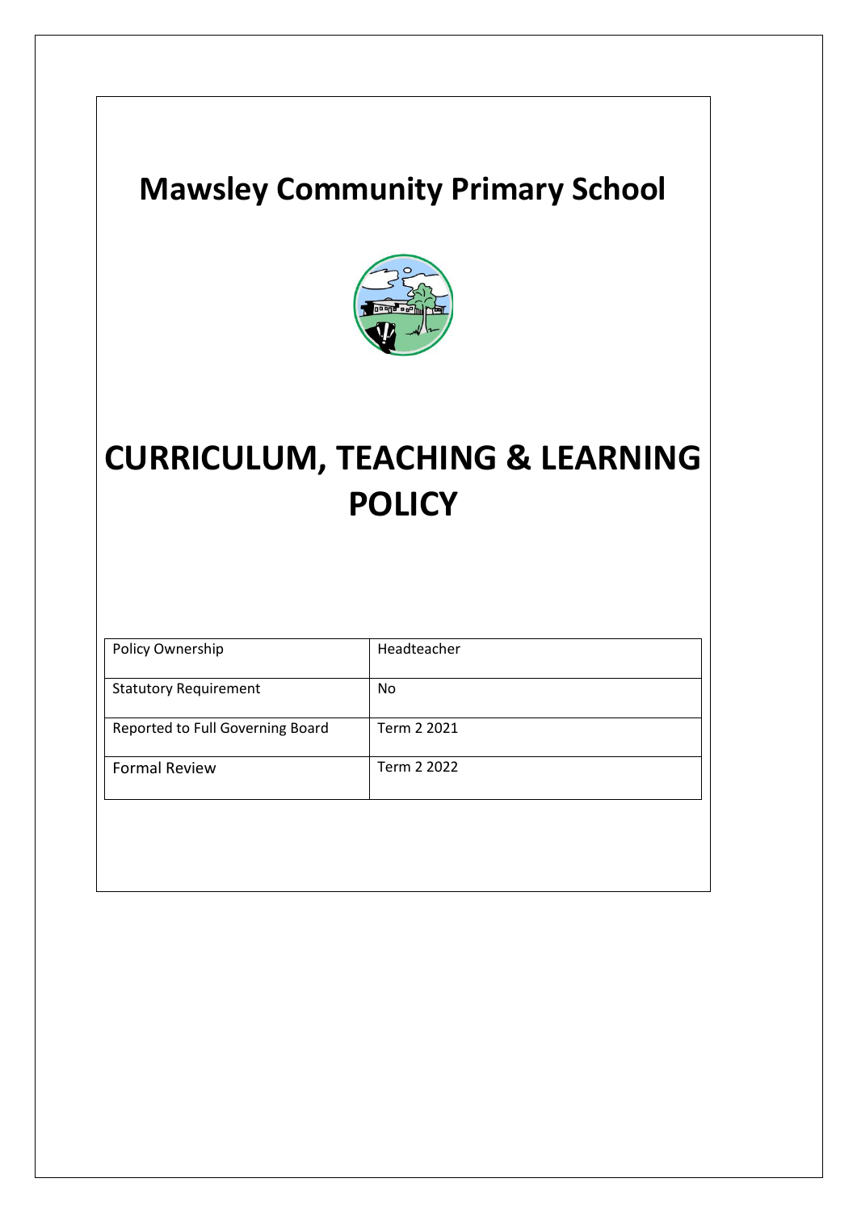# Mawsley Community Primary School

# CURRICULUM, TEACHING & LEARNING POLICY

| Policy Ownership | Headteacher |
| --- | --- |
| Statutory Requirement | No |
| Reported to Full Governing Board | Term 2 2021 |
| Formal Review | Term 2 2022 |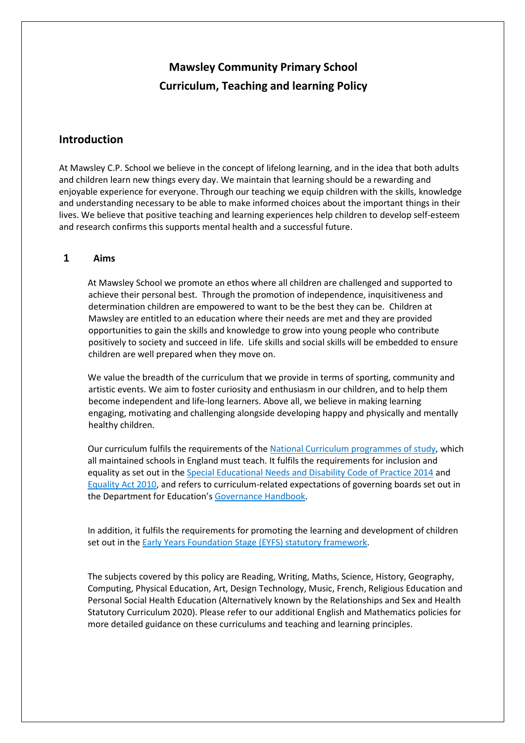# Mawsley Community Primary School
# Curriculum, Teaching and learning Policy

## Introduction

At Mawsley C.P. School we believe in the concept of lifelong learning, and in the idea that both adults and children learn new things every day. We maintain that learning should be a rewarding and enjoyable experience for everyone. Through our teaching we equip children with the skills, knowledge and understanding necessary to be able to make informed choices about the important things in their lives. We believe that positive teaching and learning experiences help children to develop self-esteem and research confirms this supports mental health and a successful future.

### 1 Aims

At Mawsley School we promote an ethos where all children are challenged and supported to achieve their personal best. Through the promotion of independence, inquisitiveness and determination children are empowered to want to be the best they can be. Children at Mawsley are entitled to an education where their needs are met and they are provided opportunities to gain the skills and knowledge to grow into young people who contribute positively to society and succeed in life. Life skills and social skills will be embedded to ensure children are well prepared when they move on.

We value the breadth of the curriculum that we provide in terms of sporting, community and artistic events. We aim to foster curiosity and enthusiasm in our children, and to help them become independent and life-long learners. Above all, we believe in making learning engaging, motivating and challenging alongside developing happy and physically and mentally healthy children.

Our curriculum fulfils the requirements of the National Curriculum programmes of study, which all maintained schools in England must teach. It fulfils the requirements for inclusion and equality as set out in the Special Educational Needs and Disability Code of Practice 2014 and Equality Act 2010, and refers to curriculum-related expectations of governing boards set out in the Department for Education's Governance Handbook.

In addition, it fulfils the requirements for promoting the learning and development of children set out in the Early Years Foundation Stage (EYFS) statutory framework.

The subjects covered by this policy are Reading, Writing, Maths, Science, History, Geography, Computing, Physical Education, Art, Design Technology, Music, French, Religious Education and Personal Social Health Education (Alternatively known by the Relationships and Sex and Health Statutory Curriculum 2020). Please refer to our additional English and Mathematics policies for more detailed guidance on these curriculums and teaching and learning principles.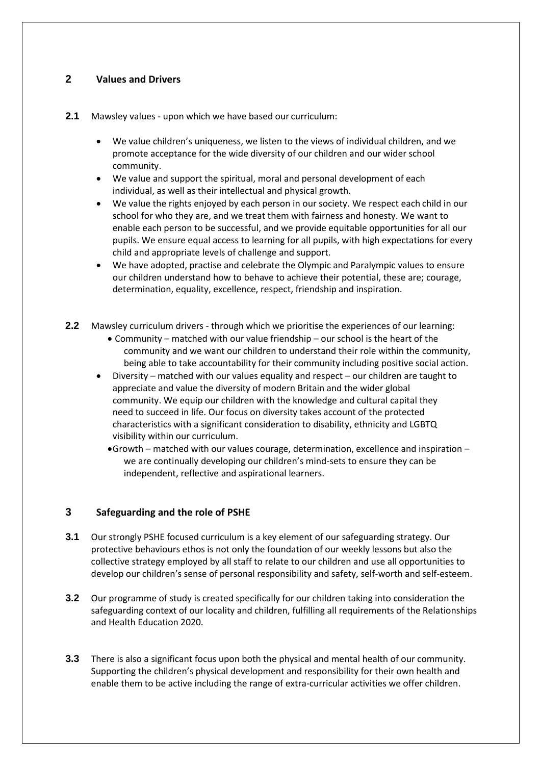## 2 Values and Drivers

**2.1** Mawsley values - upon which we have based our curriculum:

- We value children's uniqueness, we listen to the views of individual children, and we promote acceptance for the wide diversity of our children and our wider school community.
- We value and support the spiritual, moral and personal development of each individual, as well as their intellectual and physical growth.
- We value the rights enjoyed by each person in our society. We respect each child in our school for who they are, and we treat them with fairness and honesty. We want to enable each person to be successful, and we provide equitable opportunities for all our pupils. We ensure equal access to learning for all pupils, with high expectations for every child and appropriate levels of challenge and support.
- We have adopted, practise and celebrate the Olympic and Paralympic values to ensure our children understand how to behave to achieve their potential, these are; courage, determination, equality, excellence, respect, friendship and inspiration.

**2.2** Mawsley curriculum drivers - through which we prioritise the experiences of our learning:

- Community – matched with our value friendship – our school is the heart of the community and we want our children to understand their role within the community, being able to take accountability for their community including positive social action.
- Diversity – matched with our values equality and respect – our children are taught to appreciate and value the diversity of modern Britain and the wider global community. We equip our children with the knowledge and cultural capital they need to succeed in life. Our focus on diversity takes account of the protected characteristics with a significant consideration to disability, ethnicity and LGBTQ visibility within our curriculum.
- Growth – matched with our values courage, determination, excellence and inspiration – we are continually developing our children's mind-sets to ensure they can be independent, reflective and aspirational learners.

## 3 Safeguarding and the role of PSHE

**3.1** Our strongly PSHE focused curriculum is a key element of our safeguarding strategy. Our protective behaviours ethos is not only the foundation of our weekly lessons but also the collective strategy employed by all staff to relate to our children and use all opportunities to develop our children's sense of personal responsibility and safety, self-worth and self-esteem.

**3.2** Our programme of study is created specifically for our children taking into consideration the safeguarding context of our locality and children, fulfilling all requirements of the Relationships and Health Education 2020.

**3.3** There is also a significant focus upon both the physical and mental health of our community. Supporting the children's physical development and responsibility for their own health and enable them to be active including the range of extra-curricular activities we offer children.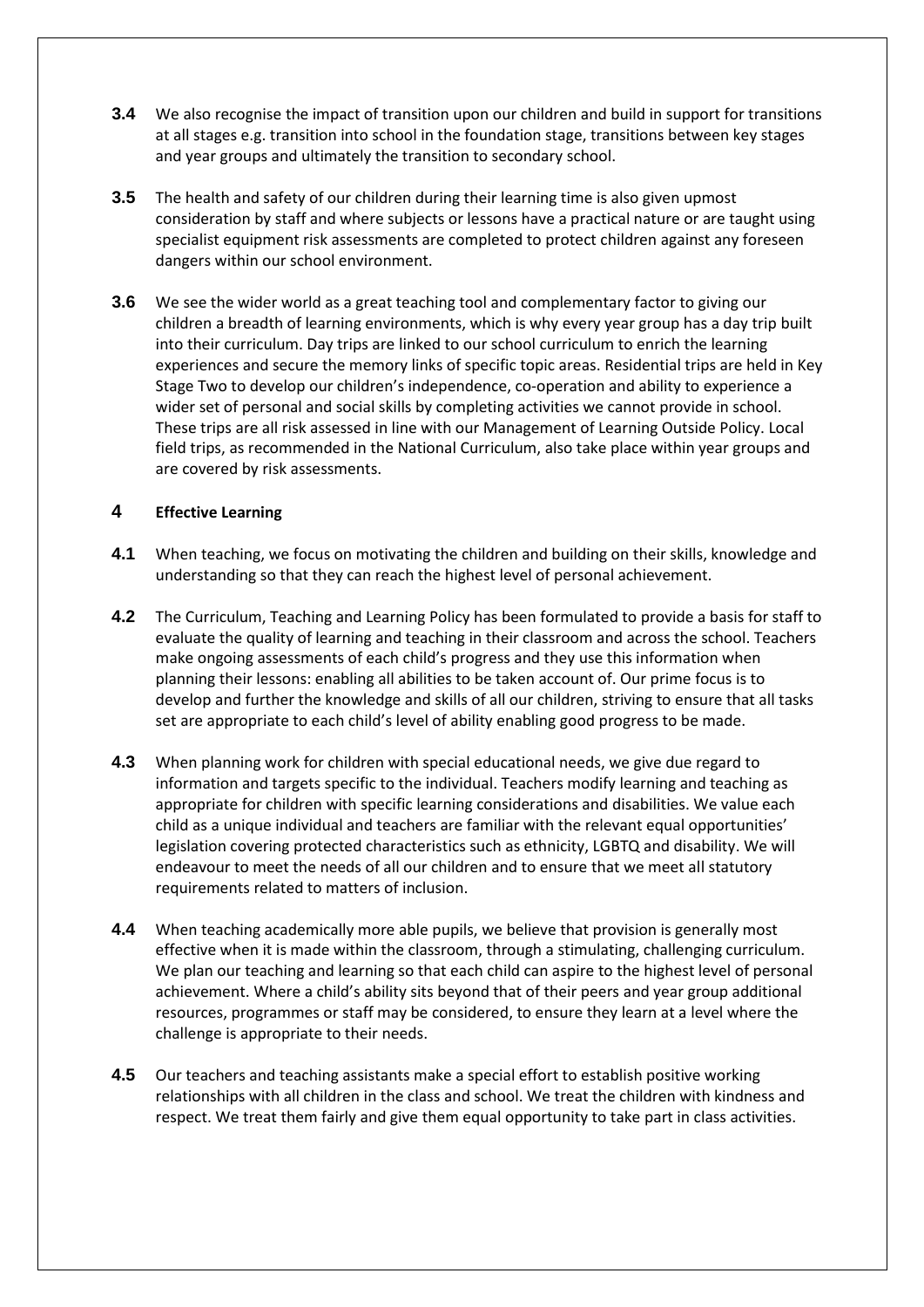**3.4** We also recognise the impact of transition upon our children and build in support for transitions at all stages e.g. transition into school in the foundation stage, transitions between key stages and year groups and ultimately the transition to secondary school.

**3.5** The health and safety of our children during their learning time is also given upmost consideration by staff and where subjects or lessons have a practical nature or are taught using specialist equipment risk assessments are completed to protect children against any foreseen dangers within our school environment.

**3.6** We see the wider world as a great teaching tool and complementary factor to giving our children a breadth of learning environments, which is why every year group has a day trip built into their curriculum. Day trips are linked to our school curriculum to enrich the learning experiences and secure the memory links of specific topic areas. Residential trips are held in Key Stage Two to develop our children's independence, co-operation and ability to experience a wider set of personal and social skills by completing activities we cannot provide in school. These trips are all risk assessed in line with our Management of Learning Outside Policy. Local field trips, as recommended in the National Curriculum, also take place within year groups and are covered by risk assessments.

## 4 Effective Learning

**4.1** When teaching, we focus on motivating the children and building on their skills, knowledge and understanding so that they can reach the highest level of personal achievement.

**4.2** The Curriculum, Teaching and Learning Policy has been formulated to provide a basis for staff to evaluate the quality of learning and teaching in their classroom and across the school. Teachers make ongoing assessments of each child's progress and they use this information when planning their lessons: enabling all abilities to be taken account of. Our prime focus is to develop and further the knowledge and skills of all our children, striving to ensure that all tasks set are appropriate to each child's level of ability enabling good progress to be made.

**4.3** When planning work for children with special educational needs, we give due regard to information and targets specific to the individual. Teachers modify learning and teaching as appropriate for children with specific learning considerations and disabilities. We value each child as a unique individual and teachers are familiar with the relevant equal opportunities' legislation covering protected characteristics such as ethnicity, LGBTQ and disability. We will endeavour to meet the needs of all our children and to ensure that we meet all statutory requirements related to matters of inclusion.

**4.4** When teaching academically more able pupils, we believe that provision is generally most effective when it is made within the classroom, through a stimulating, challenging curriculum. We plan our teaching and learning so that each child can aspire to the highest level of personal achievement. Where a child's ability sits beyond that of their peers and year group additional resources, programmes or staff may be considered, to ensure they learn at a level where the challenge is appropriate to their needs.

**4.5** Our teachers and teaching assistants make a special effort to establish positive working relationships with all children in the class and school. We treat the children with kindness and respect. We treat them fairly and give them equal opportunity to take part in class activities.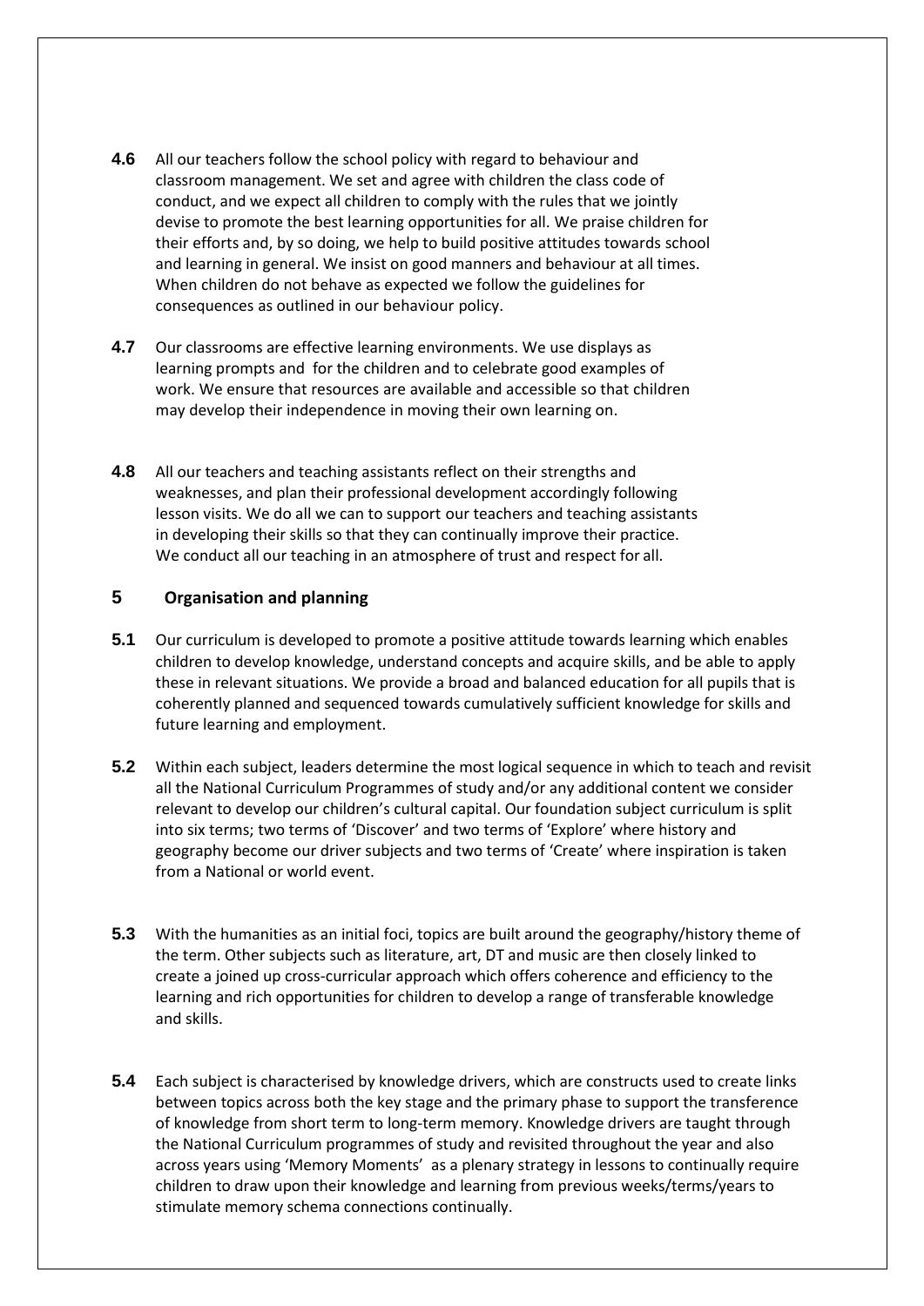**4.6** All our teachers follow the school policy with regard to behaviour and classroom management. We set and agree with children the class code of conduct, and we expect all children to comply with the rules that we jointly devise to promote the best learning opportunities for all. We praise children for their efforts and, by so doing, we help to build positive attitudes towards school and learning in general. We insist on good manners and behaviour at all times. When children do not behave as expected we follow the guidelines for consequences as outlined in our behaviour policy.

**4.7** Our classrooms are effective learning environments. We use displays as learning prompts and for the children and to celebrate good examples of work. We ensure that resources are available and accessible so that children may develop their independence in moving their own learning on.

**4.8** All our teachers and teaching assistants reflect on their strengths and weaknesses, and plan their professional development accordingly following lesson visits. We do all we can to support our teachers and teaching assistants in developing their skills so that they can continually improve their practice. We conduct all our teaching in an atmosphere of trust and respect for all.

## 5 Organisation and planning

**5.1** Our curriculum is developed to promote a positive attitude towards learning which enables children to develop knowledge, understand concepts and acquire skills, and be able to apply these in relevant situations. We provide a broad and balanced education for all pupils that is coherently planned and sequenced towards cumulatively sufficient knowledge for skills and future learning and employment.

**5.2** Within each subject, leaders determine the most logical sequence in which to teach and revisit all the National Curriculum Programmes of study and/or any additional content we consider relevant to develop our children's cultural capital. Our foundation subject curriculum is split into six terms; two terms of 'Discover' and two terms of 'Explore' where history and geography become our driver subjects and two terms of 'Create' where inspiration is taken from a National or world event.

**5.3** With the humanities as an initial foci, topics are built around the geography/history theme of the term. Other subjects such as literature, art, DT and music are then closely linked to create a joined up cross-curricular approach which offers coherence and efficiency to the learning and rich opportunities for children to develop a range of transferable knowledge and skills.

**5.4** Each subject is characterised by knowledge drivers, which are constructs used to create links between topics across both the key stage and the primary phase to support the transference of knowledge from short term to long-term memory. Knowledge drivers are taught through the National Curriculum programmes of study and revisited throughout the year and also across years using 'Memory Moments' as a plenary strategy in lessons to continually require children to draw upon their knowledge and learning from previous weeks/terms/years to stimulate memory schema connections continually.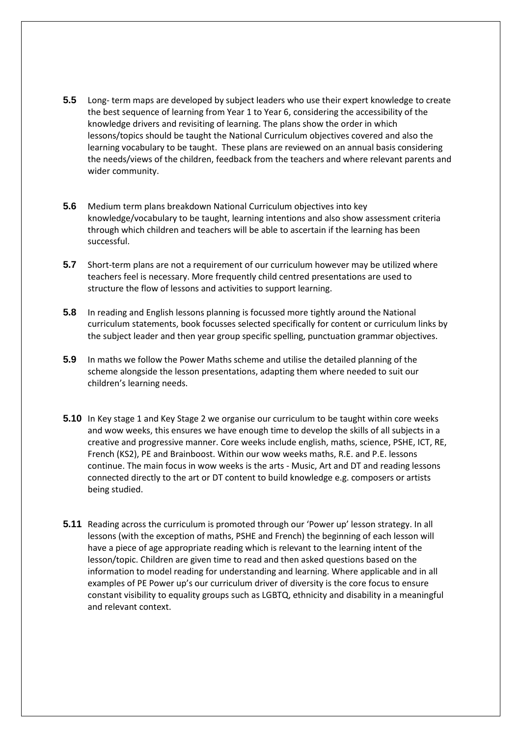**5.5** Long- term maps are developed by subject leaders who use their expert knowledge to create the best sequence of learning from Year 1 to Year 6, considering the accessibility of the knowledge drivers and revisiting of learning. The plans show the order in which lessons/topics should be taught the National Curriculum objectives covered and also the learning vocabulary to be taught. These plans are reviewed on an annual basis considering the needs/views of the children, feedback from the teachers and where relevant parents and wider community.

**5.6** Medium term plans breakdown National Curriculum objectives into key knowledge/vocabulary to be taught, learning intentions and also show assessment criteria through which children and teachers will be able to ascertain if the learning has been successful.

**5.7** Short-term plans are not a requirement of our curriculum however may be utilized where teachers feel is necessary. More frequently child centred presentations are used to structure the flow of lessons and activities to support learning.

**5.8** In reading and English lessons planning is focussed more tightly around the National curriculum statements, book focusses selected specifically for content or curriculum links by the subject leader and then year group specific spelling, punctuation grammar objectives.

**5.9** In maths we follow the Power Maths scheme and utilise the detailed planning of the scheme alongside the lesson presentations, adapting them where needed to suit our children's learning needs.

**5.10** In Key stage 1 and Key Stage 2 we organise our curriculum to be taught within core weeks and wow weeks, this ensures we have enough time to develop the skills of all subjects in a creative and progressive manner. Core weeks include english, maths, science, PSHE, ICT, RE, French (KS2), PE and Brainboost. Within our wow weeks maths, R.E. and P.E. lessons continue. The main focus in wow weeks is the arts - Music, Art and DT and reading lessons connected directly to the art or DT content to build knowledge e.g. composers or artists being studied.

**5.11** Reading across the curriculum is promoted through our 'Power up' lesson strategy. In all lessons (with the exception of maths, PSHE and French) the beginning of each lesson will have a piece of age appropriate reading which is relevant to the learning intent of the lesson/topic. Children are given time to read and then asked questions based on the information to model reading for understanding and learning. Where applicable and in all examples of PE Power up's our curriculum driver of diversity is the core focus to ensure constant visibility to equality groups such as LGBTQ, ethnicity and disability in a meaningful and relevant context.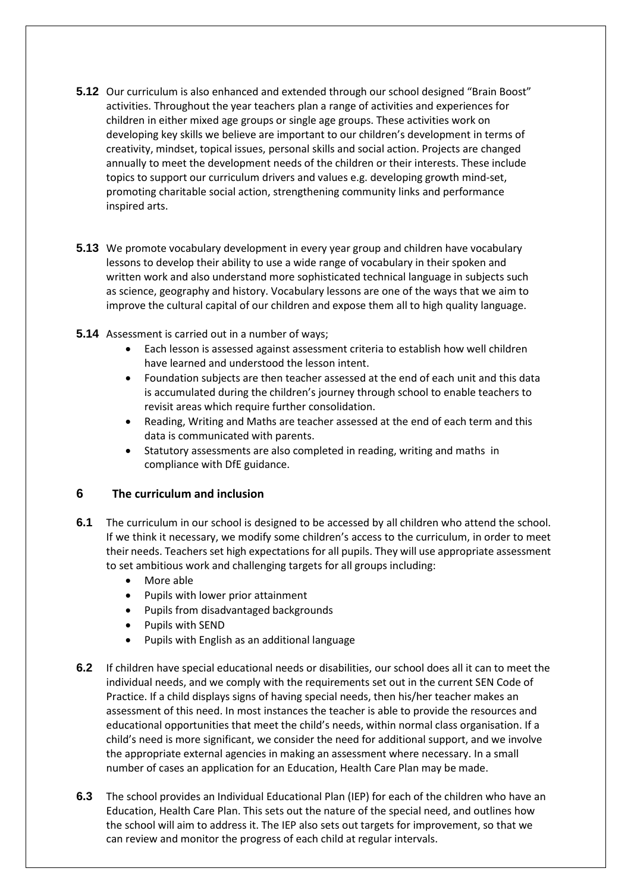**5.12** Our curriculum is also enhanced and extended through our school designed "Brain Boost" activities. Throughout the year teachers plan a range of activities and experiences for children in either mixed age groups or single age groups. These activities work on developing key skills we believe are important to our children's development in terms of creativity, mindset, topical issues, personal skills and social action. Projects are changed annually to meet the development needs of the children or their interests. These include topics to support our curriculum drivers and values e.g. developing growth mind-set, promoting charitable social action, strengthening community links and performance inspired arts.

**5.13** We promote vocabulary development in every year group and children have vocabulary lessons to develop their ability to use a wide range of vocabulary in their spoken and written work and also understand more sophisticated technical language in subjects such as science, geography and history. Vocabulary lessons are one of the ways that we aim to improve the cultural capital of our children and expose them all to high quality language.

**5.14** Assessment is carried out in a number of ways;

- Each lesson is assessed against assessment criteria to establish how well children have learned and understood the lesson intent.
- Foundation subjects are then teacher assessed at the end of each unit and this data is accumulated during the children's journey through school to enable teachers to revisit areas which require further consolidation.
- Reading, Writing and Maths are teacher assessed at the end of each term and this data is communicated with parents.
- Statutory assessments are also completed in reading, writing and maths in compliance with DfE guidance.

## 6 The curriculum and inclusion

**6.1** The curriculum in our school is designed to be accessed by all children who attend the school. If we think it necessary, we modify some children's access to the curriculum, in order to meet their needs. Teachers set high expectations for all pupils. They will use appropriate assessment to set ambitious work and challenging targets for all groups including:

- More able
- Pupils with lower prior attainment
- Pupils from disadvantaged backgrounds
- Pupils with SEND
- Pupils with English as an additional language

**6.2** If children have special educational needs or disabilities, our school does all it can to meet the individual needs, and we comply with the requirements set out in the current SEN Code of Practice. If a child displays signs of having special needs, then his/her teacher makes an assessment of this need. In most instances the teacher is able to provide the resources and educational opportunities that meet the child's needs, within normal class organisation. If a child's need is more significant, we consider the need for additional support, and we involve the appropriate external agencies in making an assessment where necessary. In a small number of cases an application for an Education, Health Care Plan may be made.

**6.3** The school provides an Individual Educational Plan (IEP) for each of the children who have an Education, Health Care Plan. This sets out the nature of the special need, and outlines how the school will aim to address it. The IEP also sets out targets for improvement, so that we can review and monitor the progress of each child at regular intervals.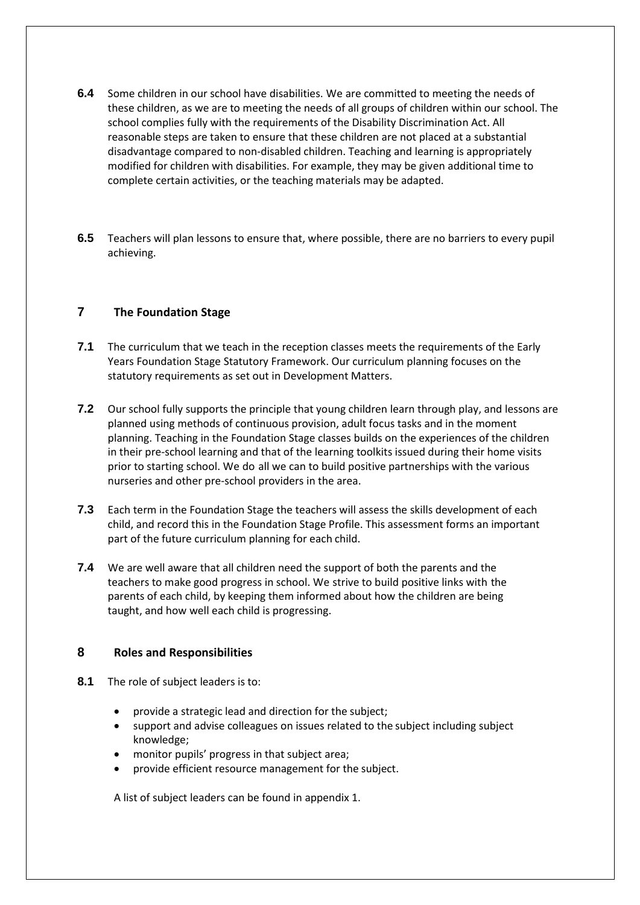**6.4** Some children in our school have disabilities. We are committed to meeting the needs of these children, as we are to meeting the needs of all groups of children within our school. The school complies fully with the requirements of the Disability Discrimination Act. All reasonable steps are taken to ensure that these children are not placed at a substantial disadvantage compared to non-disabled children. Teaching and learning is appropriately modified for children with disabilities. For example, they may be given additional time to complete certain activities, or the teaching materials may be adapted.

**6.5** Teachers will plan lessons to ensure that, where possible, there are no barriers to every pupil achieving.

## 7 The Foundation Stage

**7.1** The curriculum that we teach in the reception classes meets the requirements of the Early Years Foundation Stage Statutory Framework. Our curriculum planning focuses on the statutory requirements as set out in Development Matters.

**7.2** Our school fully supports the principle that young children learn through play, and lessons are planned using methods of continuous provision, adult focus tasks and in the moment planning. Teaching in the Foundation Stage classes builds on the experiences of the children in their pre-school learning and that of the learning toolkits issued during their home visits prior to starting school. We do all we can to build positive partnerships with the various nurseries and other pre-school providers in the area.

**7.3** Each term in the Foundation Stage the teachers will assess the skills development of each child, and record this in the Foundation Stage Profile. This assessment forms an important part of the future curriculum planning for each child.

**7.4** We are well aware that all children need the support of both the parents and the teachers to make good progress in school. We strive to build positive links with the parents of each child, by keeping them informed about how the children are being taught, and how well each child is progressing.

## 8 Roles and Responsibilities

**8.1** The role of subject leaders is to:

- provide a strategic lead and direction for the subject;
- support and advise colleagues on issues related to the subject including subject knowledge;
- monitor pupils' progress in that subject area;
- provide efficient resource management for the subject.

A list of subject leaders can be found in appendix 1.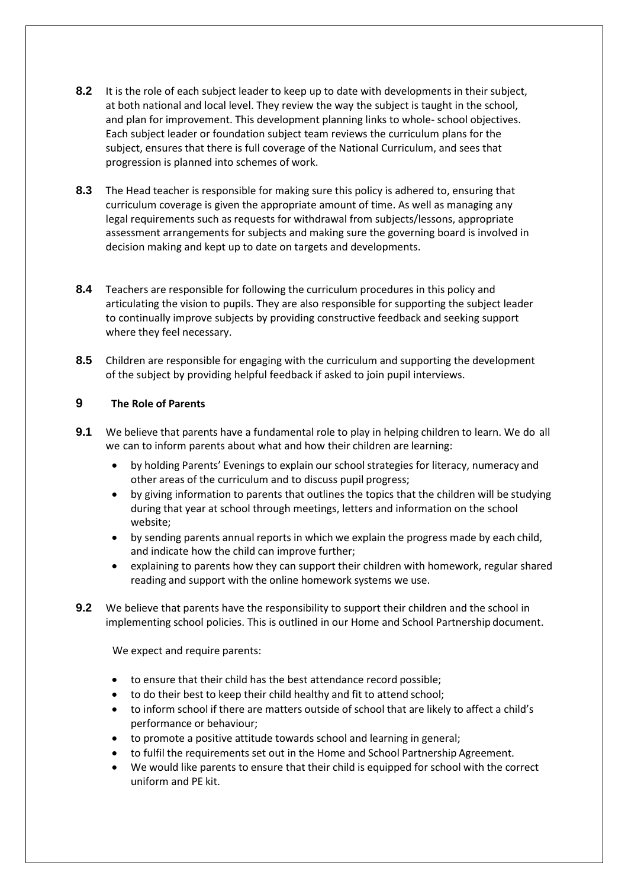**8.2** It is the role of each subject leader to keep up to date with developments in their subject, at both national and local level. They review the way the subject is taught in the school, and plan for improvement. This development planning links to whole- school objectives. Each subject leader or foundation subject team reviews the curriculum plans for the subject, ensures that there is full coverage of the National Curriculum, and sees that progression is planned into schemes of work.

**8.3** The Head teacher is responsible for making sure this policy is adhered to, ensuring that curriculum coverage is given the appropriate amount of time. As well as managing any legal requirements such as requests for withdrawal from subjects/lessons, appropriate assessment arrangements for subjects and making sure the governing board is involved in decision making and kept up to date on targets and developments.

**8.4** Teachers are responsible for following the curriculum procedures in this policy and articulating the vision to pupils. They are also responsible for supporting the subject leader to continually improve subjects by providing constructive feedback and seeking support where they feel necessary.

**8.5** Children are responsible for engaging with the curriculum and supporting the development of the subject by providing helpful feedback if asked to join pupil interviews.

## 9 The Role of Parents

**9.1** We believe that parents have a fundamental role to play in helping children to learn. We do all we can to inform parents about what and how their children are learning:

- by holding Parents' Evenings to explain our school strategies for literacy, numeracy and other areas of the curriculum and to discuss pupil progress;
- by giving information to parents that outlines the topics that the children will be studying during that year at school through meetings, letters and information on the school website;
- by sending parents annual reports in which we explain the progress made by each child, and indicate how the child can improve further;
- explaining to parents how they can support their children with homework, regular shared reading and support with the online homework systems we use.

**9.2** We believe that parents have the responsibility to support their children and the school in implementing school policies. This is outlined in our Home and School Partnership document.

We expect and require parents:

- to ensure that their child has the best attendance record possible;
- to do their best to keep their child healthy and fit to attend school;
- to inform school if there are matters outside of school that are likely to affect a child's performance or behaviour;
- to promote a positive attitude towards school and learning in general;
- to fulfil the requirements set out in the Home and School Partnership Agreement.
- We would like parents to ensure that their child is equipped for school with the correct uniform and PE kit.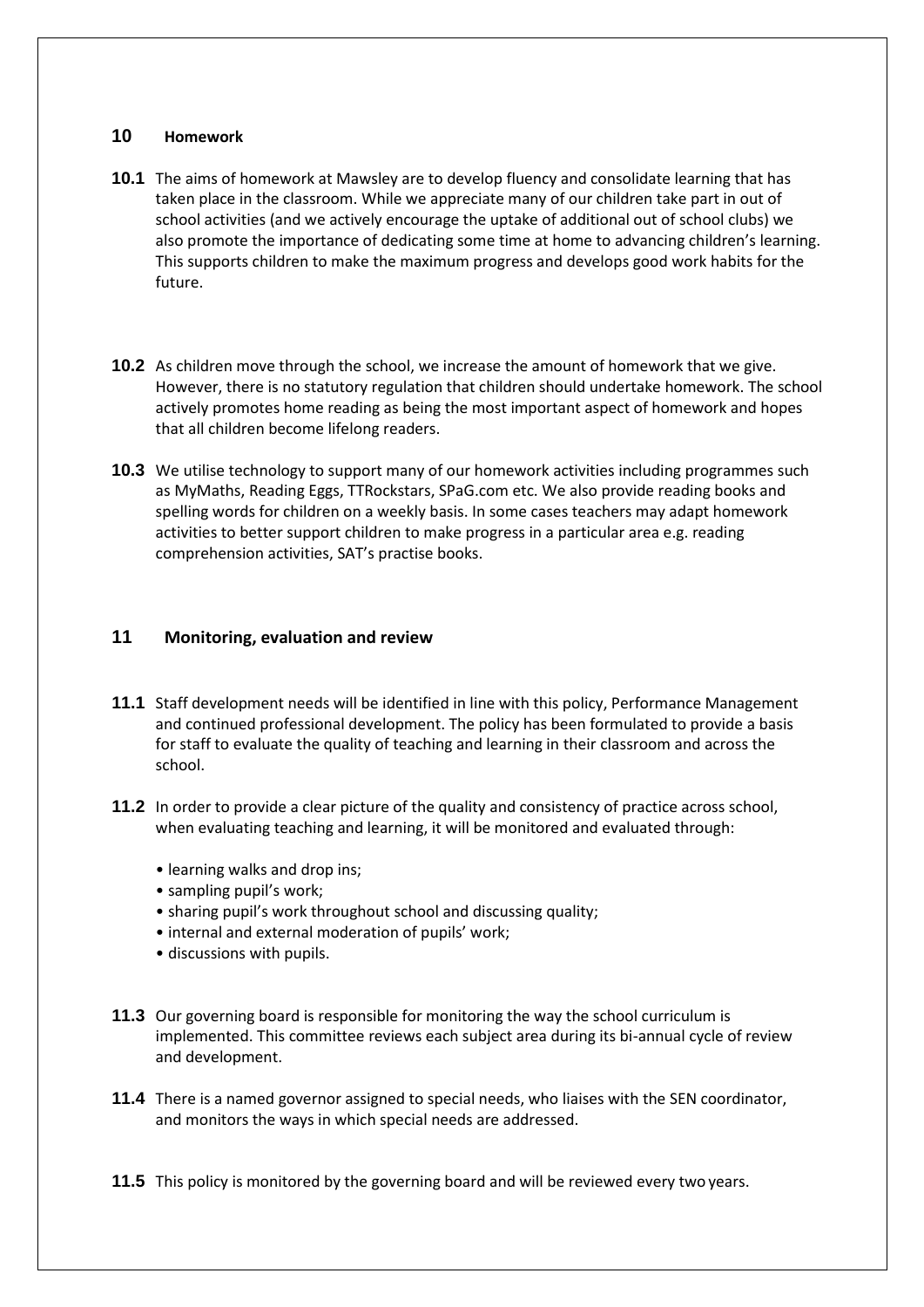## 10 Homework

**10.1** The aims of homework at Mawsley are to develop fluency and consolidate learning that has taken place in the classroom. While we appreciate many of our children take part in out of school activities (and we actively encourage the uptake of additional out of school clubs) we also promote the importance of dedicating some time at home to advancing children's learning. This supports children to make the maximum progress and develops good work habits for the future.

**10.2** As children move through the school, we increase the amount of homework that we give. However, there is no statutory regulation that children should undertake homework. The school actively promotes home reading as being the most important aspect of homework and hopes that all children become lifelong readers.

**10.3** We utilise technology to support many of our homework activities including programmes such as MyMaths, Reading Eggs, TTRockstars, SPaG.com etc. We also provide reading books and spelling words for children on a weekly basis. In some cases teachers may adapt homework activities to better support children to make progress in a particular area e.g. reading comprehension activities, SAT's practise books.

## 11 Monitoring, evaluation and review

**11.1** Staff development needs will be identified in line with this policy, Performance Management and continued professional development. The policy has been formulated to provide a basis for staff to evaluate the quality of teaching and learning in their classroom and across the school.

**11.2** In order to provide a clear picture of the quality and consistency of practice across school, when evaluating teaching and learning, it will be monitored and evaluated through:

- learning walks and drop ins;
- sampling pupil's work;
- sharing pupil's work throughout school and discussing quality;
- internal and external moderation of pupils' work;
- discussions with pupils.

**11.3** Our governing board is responsible for monitoring the way the school curriculum is implemented. This committee reviews each subject area during its bi-annual cycle of review and development.

**11.4** There is a named governor assigned to special needs, who liaises with the SEN coordinator, and monitors the ways in which special needs are addressed.

**11.5** This policy is monitored by the governing board and will be reviewed every two years.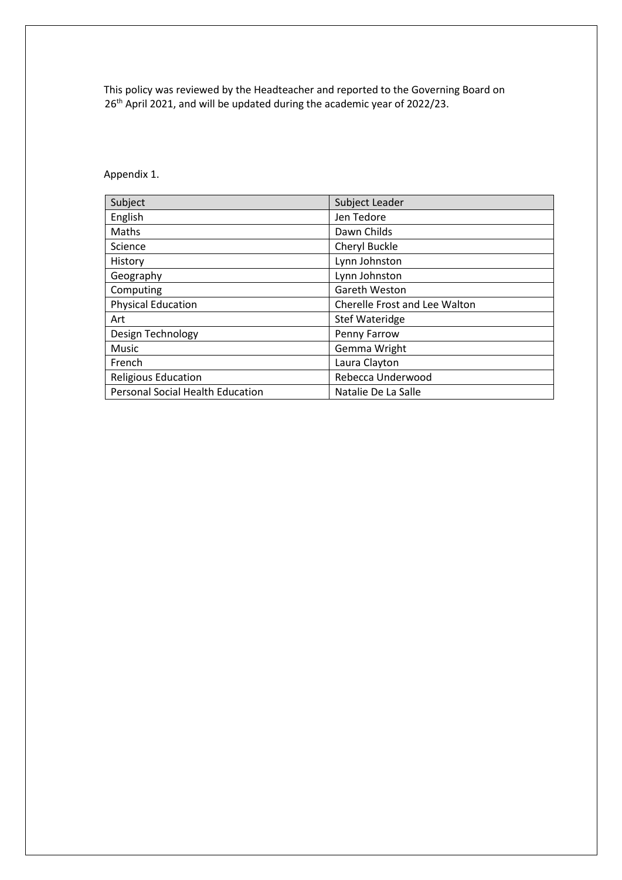This policy was reviewed by the Headteacher and reported to the Governing Board on 26th April 2021, and will be updated during the academic year of 2022/23.

Appendix 1.

| Subject | Subject Leader |
|---|---|
| English | Jen Tedore |
| Maths | Dawn Childs |
| Science | Cheryl Buckle |
| History | Lynn Johnston |
| Geography | Lynn Johnston |
| Computing | Gareth Weston |
| Physical Education | Cherelle Frost and Lee Walton |
| Art | Stef Wateridge |
| Design Technology | Penny Farrow |
| Music | Gemma Wright |
| French | Laura Clayton |
| Religious Education | Rebecca Underwood |
| Personal Social Health Education | Natalie De La Salle |